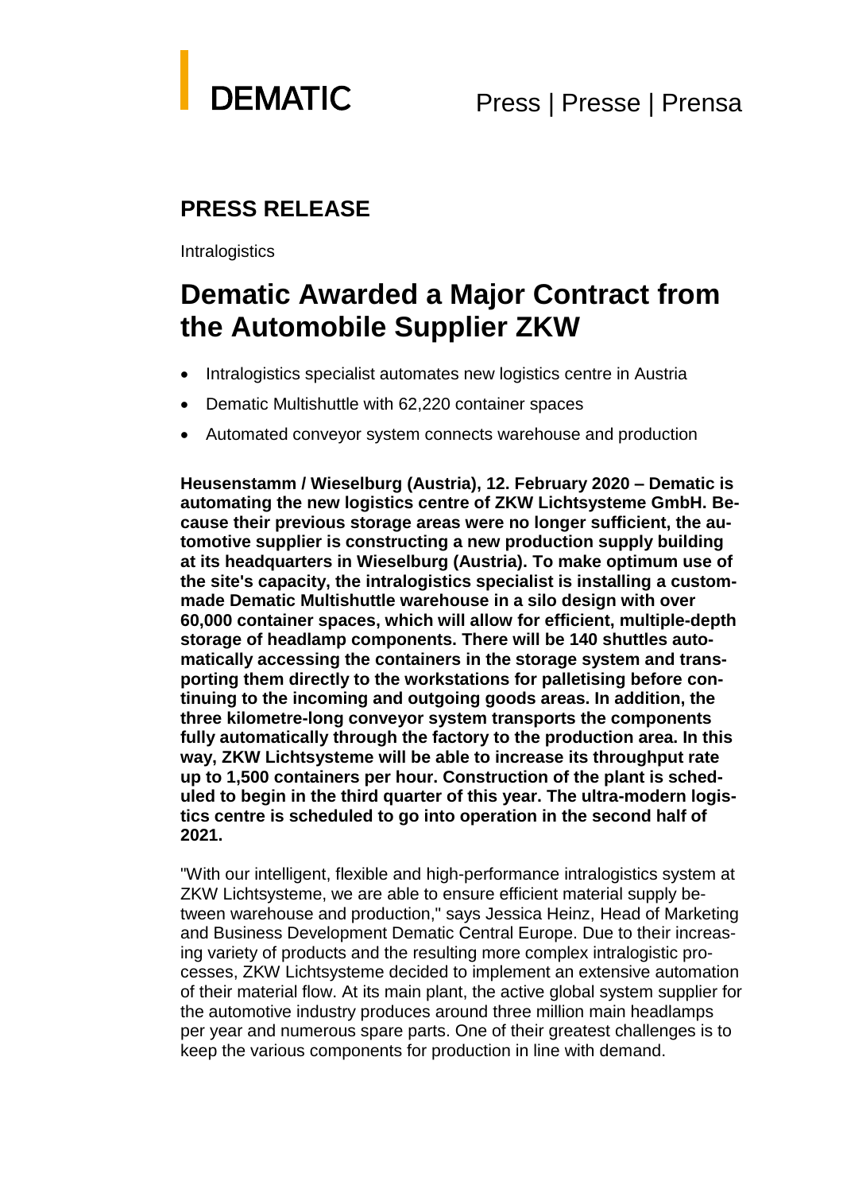DEMATIC

Press | Presse | Prensa

## PRESS RELEASE

Intralogistics

# Dematic Awarded a Major Contract from the Automobile Supplier ZKW

- Intralogistics specialist automates new logistics centre in Austria
- Dematic Multishuttle with 62,220 container spaces
- Automated conveyor system connects warehouse and production

**Heusenstamm / Wieselburg (Austria), 12. February 2020 – Dematic is automating the new logistics centre of ZKW Lichtsysteme GmbH. Because their previous storage areas were no longer sufficient, the automotive supplier is constructing a new production supply building at its headquarters in Wieselburg (Austria). To make optimum use of the site's capacity, the intralogistics specialist is installing a custom-made Dematic Multishuttle warehouse in a silo design with over 60,000 container spaces, which will allow for efficient, multiple-depth storage of headlamp components. There will be 140 shuttles automatically accessing the containers in the storage system and transporting them directly to the workstations for palletising before continuing to the incoming and outgoing goods areas. In addition, the three kilometre-long conveyor system transports the components fully automatically through the factory to the production area. In this way, ZKW Lichtsysteme will be able to increase its throughput rate up to 1,500 containers per hour. Construction of the plant is scheduled to begin in the third quarter of this year. The ultra-modern logistics centre is scheduled to go into operation in the second half of 2021.**

"With our intelligent, flexible and high-performance intralogistics system at ZKW Lichtsysteme, we are able to ensure efficient material supply between warehouse and production," says Jessica Heinz, Head of Marketing and Business Development Dematic Central Europe. Due to their increasing variety of products and the resulting more complex intralogistic processes, ZKW Lichtsysteme decided to implement an extensive automation of their material flow. At its main plant, the active global system supplier for the automotive industry produces around three million main headlamps per year and numerous spare parts. One of their greatest challenges is to keep the various components for production in line with demand.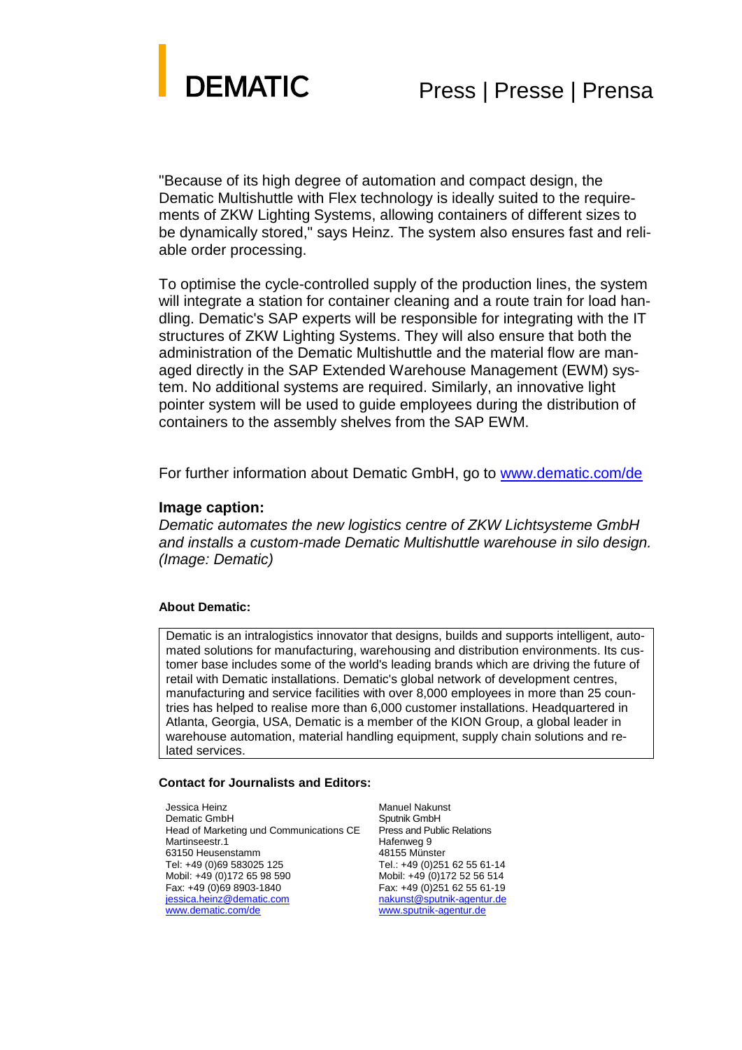"Because of its high degree of automation and compact design, the Dematic Multishuttle with Flex technology is ideally suited to the requirements of ZKW Lighting Systems, allowing containers of different sizes to be dynamically stored," says Heinz. The system also ensures fast and reliable order processing.

To optimise the cycle-controlled supply of the production lines, the system will integrate a station for container cleaning and a route train for load handling. Dematic's SAP experts will be responsible for integrating with the IT structures of ZKW Lighting Systems. They will also ensure that both the administration of the Dematic Multishuttle and the material flow are managed directly in the SAP Extended Warehouse Management (EWM) system. No additional systems are required. Similarly, an innovative light pointer system will be used to guide employees during the distribution of containers to the assembly shelves from the SAP EWM.

For further information about Dematic GmbH, go to www.dematic.com/de

### Image caption:

*Dematic automates the new logistics centre of ZKW Lichtsysteme GmbH and installs a custom-made Dematic Multishuttle warehouse in silo design. (Image: Dematic)*

**About Dematic:**

Dematic is an intralogistics innovator that designs, builds and supports intelligent, automated solutions for manufacturing, warehousing and distribution environments. Its customer base includes some of the world's leading brands which are driving the future of retail with Dematic installations. Dematic's global network of development centres, manufacturing and service facilities with over 8,000 employees in more than 25 countries has helped to realise more than 6,000 customer installations. Headquartered in Atlanta, Georgia, USA, Dematic is a member of the KION Group, a global leader in warehouse automation, material handling equipment, supply chain solutions and related services.

**Contact for Journalists and Editors:**

Jessica Heinz
Dematic GmbH
Head of Marketing und Communications CE
Martinseestr.1
63150 Heusenstamm
Tel: +49 (0)69 583025 125
Mobil: +49 (0)172 65 98 590
Fax: +49 (0)69 8903-1840
jessica.heinz@dematic.com
www.dematic.com/de

Manuel Nakunst
Sputnik GmbH
Press and Public Relations
Hafenweg 9
48155 Münster
Tel.: +49 (0)251 62 55 61-14
Mobil: +49 (0)172 52 56 514
Fax: +49 (0)251 62 55 61-19
nakunst@sputnik-agentur.de
www.sputnik-agentur.de